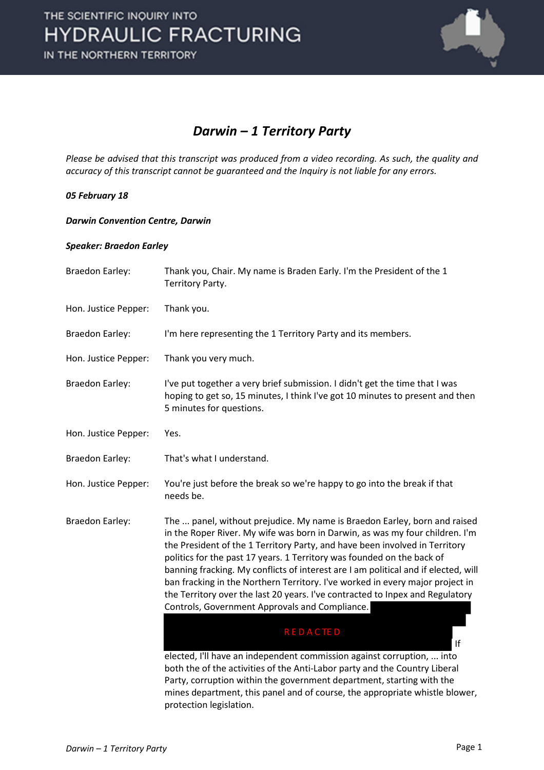# Darwin – 1 Territory Party

*Please be advised that this transcript was produced from a video recording. As such, the quality and accuracy of this transcript cannot be guaranteed and the Inquiry is not liable for any errors.*

***05 February 18***

***Darwin Convention Centre, Darwin***

***Speaker: Braedon Earley***

| | |
|---|---|
| Braedon Earley: | Thank you, Chair. My name is Braden Early. I'm the President of the 1 Territory Party. |
| Hon. Justice Pepper: | Thank you. |
| Braedon Earley: | I'm here representing the 1 Territory Party and its members. |
| Hon. Justice Pepper: | Thank you very much. |
| Braedon Earley: | I've put together a very brief submission. I didn't get the time that I was hoping to get so, 15 minutes, I think I've got 10 minutes to present and then 5 minutes for questions. |
| Hon. Justice Pepper: | Yes. |
| Braedon Earley: | That's what I understand. |
| Hon. Justice Pepper: | You're just before the break so we're happy to go into the break if that needs be. |
| Braedon Earley: | The ... panel, without prejudice. My name is Braedon Earley, born and raised in the Roper River. My wife was born in Darwin, as was my four children. I'm the President of the 1 Territory Party, and have been involved in Territory politics for the past 17 years. 1 Territory was founded on the back of banning fracking. My conflicts of interest are I am political and if elected, will ban fracking in the Northern Territory. I've worked in every major project in the Territory over the last 20 years. I've contracted to Inpex and Regulatory Controls, Government Approvals and Compliance. REDACTED If elected, I'll have an independent commission against corruption, ... into both the of the activities of the Anti-Labor party and the Country Liberal Party, corruption within the government department, starting with the mines department, this panel and of course, the appropriate whistle blower, protection legislation. |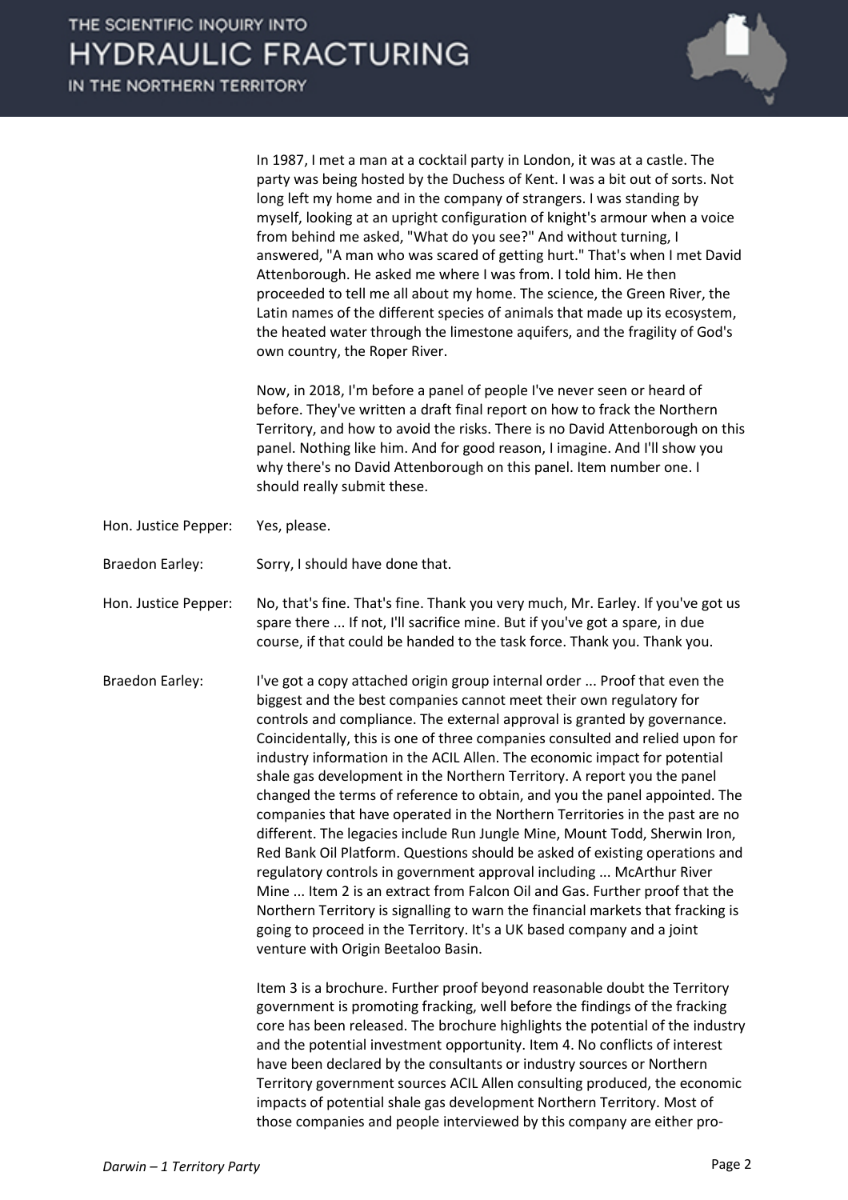In 1987, I met a man at a cocktail party in London, it was at a castle. The party was being hosted by the Duchess of Kent. I was a bit out of sorts. Not long left my home and in the company of strangers. I was standing by myself, looking at an upright configuration of knight's armour when a voice from behind me asked, "What do you see?" And without turning, I answered, "A man who was scared of getting hurt." That's when I met David Attenborough. He asked me where I was from. I told him. He then proceeded to tell me all about my home. The science, the Green River, the Latin names of the different species of animals that made up its ecosystem, the heated water through the limestone aquifers, and the fragility of God's own country, the Roper River.

Now, in 2018, I'm before a panel of people I've never seen or heard of before. They've written a draft final report on how to frack the Northern Territory, and how to avoid the risks. There is no David Attenborough on this panel. Nothing like him. And for good reason, I imagine. And I'll show you why there's no David Attenborough on this panel. Item number one. I should really submit these.

Hon. Justice Pepper: Yes, please.

Braedon Earley: Sorry, I should have done that.

Hon. Justice Pepper: No, that's fine. That's fine. Thank you very much, Mr. Earley. If you've got us spare there ... If not, I'll sacrifice mine. But if you've got a spare, in due course, if that could be handed to the task force. Thank you. Thank you.

Braedon Earley: I've got a copy attached origin group internal order ... Proof that even the biggest and the best companies cannot meet their own regulatory for controls and compliance. The external approval is granted by governance. Coincidentally, this is one of three companies consulted and relied upon for industry information in the ACIL Allen. The economic impact for potential shale gas development in the Northern Territory. A report you the panel changed the terms of reference to obtain, and you the panel appointed. The companies that have operated in the Northern Territories in the past are no different. The legacies include Run Jungle Mine, Mount Todd, Sherwin Iron, Red Bank Oil Platform. Questions should be asked of existing operations and regulatory controls in government approval including ... McArthur River Mine ... Item 2 is an extract from Falcon Oil and Gas. Further proof that the Northern Territory is signalling to warn the financial markets that fracking is going to proceed in the Territory. It's a UK based company and a joint venture with Origin Beetaloo Basin.

Item 3 is a brochure. Further proof beyond reasonable doubt the Territory government is promoting fracking, well before the findings of the fracking core has been released. The brochure highlights the potential of the industry and the potential investment opportunity. Item 4. No conflicts of interest have been declared by the consultants or industry sources or Northern Territory government sources ACIL Allen consulting produced, the economic impacts of potential shale gas development Northern Territory. Most of those companies and people interviewed by this company are either pro-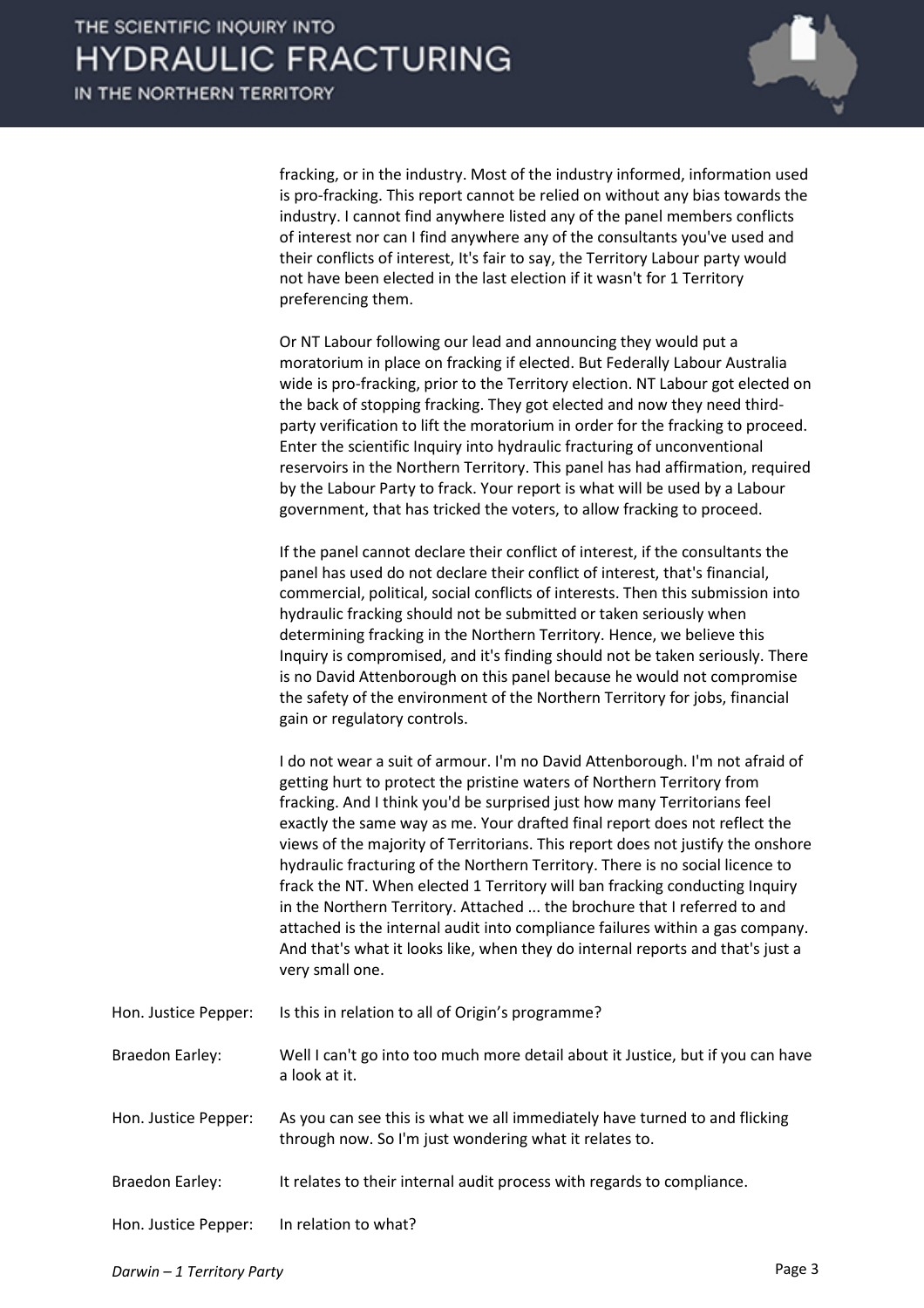fracking, or in the industry. Most of the industry informed, information used is pro-fracking. This report cannot be relied on without any bias towards the industry. I cannot find anywhere listed any of the panel members conflicts of interest nor can I find anywhere any of the consultants you've used and their conflicts of interest, It's fair to say, the Territory Labour party would not have been elected in the last election if it wasn't for 1 Territory preferencing them.

Or NT Labour following our lead and announcing they would put a moratorium in place on fracking if elected. But Federally Labour Australia wide is pro-fracking, prior to the Territory election. NT Labour got elected on the back of stopping fracking. They got elected and now they need third-party verification to lift the moratorium in order for the fracking to proceed. Enter the scientific Inquiry into hydraulic fracturing of unconventional reservoirs in the Northern Territory. This panel has had affirmation, required by the Labour Party to frack. Your report is what will be used by a Labour government, that has tricked the voters, to allow fracking to proceed.

If the panel cannot declare their conflict of interest, if the consultants the panel has used do not declare their conflict of interest, that's financial, commercial, political, social conflicts of interests. Then this submission into hydraulic fracking should not be submitted or taken seriously when determining fracking in the Northern Territory. Hence, we believe this Inquiry is compromised, and it's finding should not be taken seriously. There is no David Attenborough on this panel because he would not compromise the safety of the environment of the Northern Territory for jobs, financial gain or regulatory controls.

I do not wear a suit of armour. I'm no David Attenborough. I'm not afraid of getting hurt to protect the pristine waters of Northern Territory from fracking. And I think you'd be surprised just how many Territorians feel exactly the same way as me. Your drafted final report does not reflect the views of the majority of Territorians. This report does not justify the onshore hydraulic fracturing of the Northern Territory. There is no social licence to frack the NT. When elected 1 Territory will ban fracking conducting Inquiry in the Northern Territory. Attached ... the brochure that I referred to and attached is the internal audit into compliance failures within a gas company. And that's what it looks like, when they do internal reports and that's just a very small one.

| | |
|---|---|
| Hon. Justice Pepper: | Is this in relation to all of Origin's programme? |
| Braedon Earley: | Well I can't go into too much more detail about it Justice, but if you can have a look at it. |
| Hon. Justice Pepper: | As you can see this is what we all immediately have turned to and flicking through now. So I'm just wondering what it relates to. |
| Braedon Earley: | It relates to their internal audit process with regards to compliance. |
| Hon. Justice Pepper: | In relation to what? |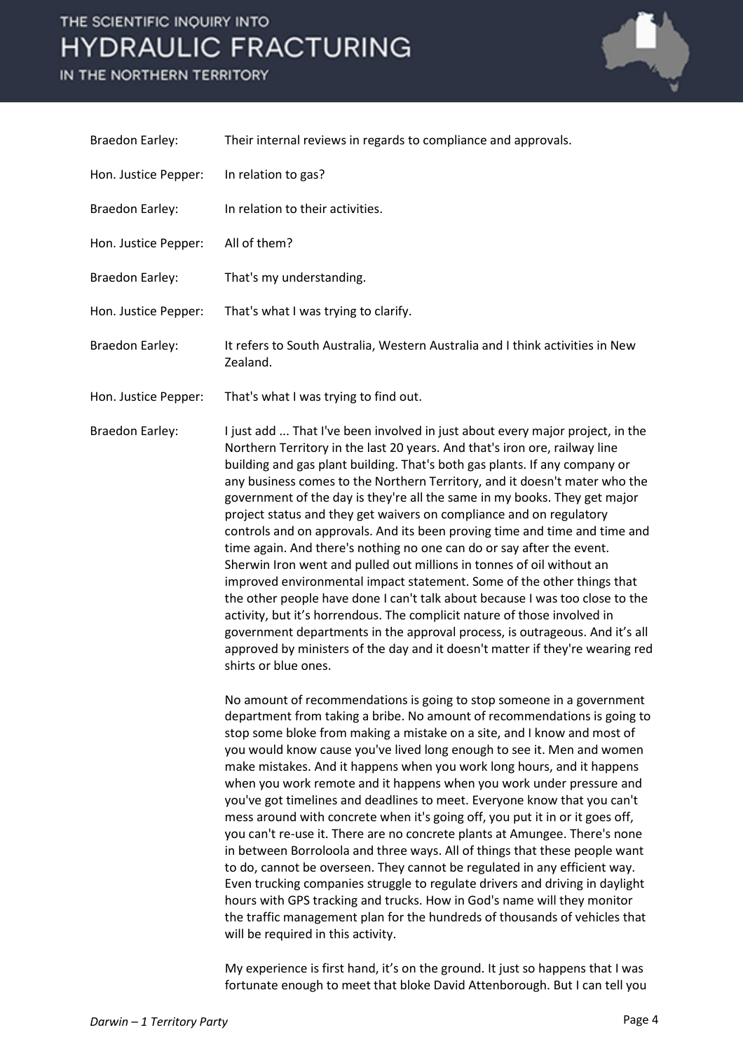Braedon Earley: Their internal reviews in regards to compliance and approvals.

Hon. Justice Pepper: In relation to gas?

Braedon Earley: In relation to their activities.

Hon. Justice Pepper: All of them?

Braedon Earley: That's my understanding.

Hon. Justice Pepper: That's what I was trying to clarify.

Braedon Earley: It refers to South Australia, Western Australia and I think activities in New Zealand.

Hon. Justice Pepper: That's what I was trying to find out.

Braedon Earley: I just add ... That I've been involved in just about every major project, in the Northern Territory in the last 20 years. And that's iron ore, railway line building and gas plant building. That's both gas plants. If any company or any business comes to the Northern Territory, and it doesn't mater who the government of the day is they're all the same in my books. They get major project status and they get waivers on compliance and on regulatory controls and on approvals. And its been proving time and time and time and time again. And there's nothing no one can do or say after the event. Sherwin Iron went and pulled out millions in tonnes of oil without an improved environmental impact statement. Some of the other things that the other people have done I can't talk about because I was too close to the activity, but it's horrendous. The complicit nature of those involved in government departments in the approval process, is outrageous. And it's all approved by ministers of the day and it doesn't matter if they're wearing red shirts or blue ones.

No amount of recommendations is going to stop someone in a government department from taking a bribe. No amount of recommendations is going to stop some bloke from making a mistake on a site, and I know and most of you would know cause you've lived long enough to see it. Men and women make mistakes. And it happens when you work long hours, and it happens when you work remote and it happens when you work under pressure and you've got timelines and deadlines to meet. Everyone know that you can't mess around with concrete when it's going off, you put it in or it goes off, you can't re-use it. There are no concrete plants at Amungee. There's none in between Borroloola and three ways. All of things that these people want to do, cannot be overseen. They cannot be regulated in any efficient way. Even trucking companies struggle to regulate drivers and driving in daylight hours with GPS tracking and trucks. How in God's name will they monitor the traffic management plan for the hundreds of thousands of vehicles that will be required in this activity.

My experience is first hand, it's on the ground. It just so happens that I was fortunate enough to meet that bloke David Attenborough. But I can tell you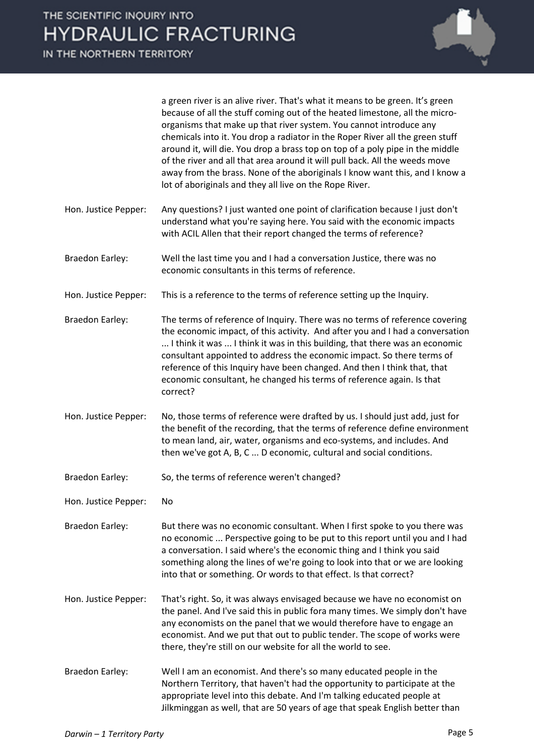a green river is an alive river. That's what it means to be green. It's green because of all the stuff coming out of the heated limestone, all the micro-organisms that make up that river system. You cannot introduce any chemicals into it. You drop a radiator in the Roper River all the green stuff around it, will die. You drop a brass top on top of a poly pipe in the middle of the river and all that area around it will pull back. All the weeds move away from the brass. None of the aboriginals I know want this, and I know a lot of aboriginals and they all live on the Rope River.

Hon. Justice Pepper: Any questions? I just wanted one point of clarification because I just don't understand what you're saying here. You said with the economic impacts with ACIL Allen that their report changed the terms of reference?

Braedon Earley: Well the last time you and I had a conversation Justice, there was no economic consultants in this terms of reference.

Hon. Justice Pepper: This is a reference to the terms of reference setting up the Inquiry.

Braedon Earley: The terms of reference of Inquiry. There was no terms of reference covering the economic impact, of this activity. And after you and I had a conversation ... I think it was ... I think it was in this building, that there was an economic consultant appointed to address the economic impact. So there terms of reference of this Inquiry have been changed. And then I think that, that economic consultant, he changed his terms of reference again. Is that correct?

Hon. Justice Pepper: No, those terms of reference were drafted by us. I should just add, just for the benefit of the recording, that the terms of reference define environment to mean land, air, water, organisms and eco-systems, and includes. And then we've got A, B, C ... D economic, cultural and social conditions.

Braedon Earley: So, the terms of reference weren't changed?

Hon. Justice Pepper: No

Braedon Earley: But there was no economic consultant. When I first spoke to you there was no economic ... Perspective going to be put to this report until you and I had a conversation. I said where's the economic thing and I think you said something along the lines of we're going to look into that or we are looking into that or something. Or words to that effect. Is that correct?

Hon. Justice Pepper: That's right. So, it was always envisaged because we have no economist on the panel. And I've said this in public fora many times. We simply don't have any economists on the panel that we would therefore have to engage an economist. And we put that out to public tender. The scope of works were there, they're still on our website for all the world to see.

Braedon Earley: Well I am an economist. And there's so many educated people in the Northern Territory, that haven't had the opportunity to participate at the appropriate level into this debate. And I'm talking educated people at Jilkminggan as well, that are 50 years of age that speak English better than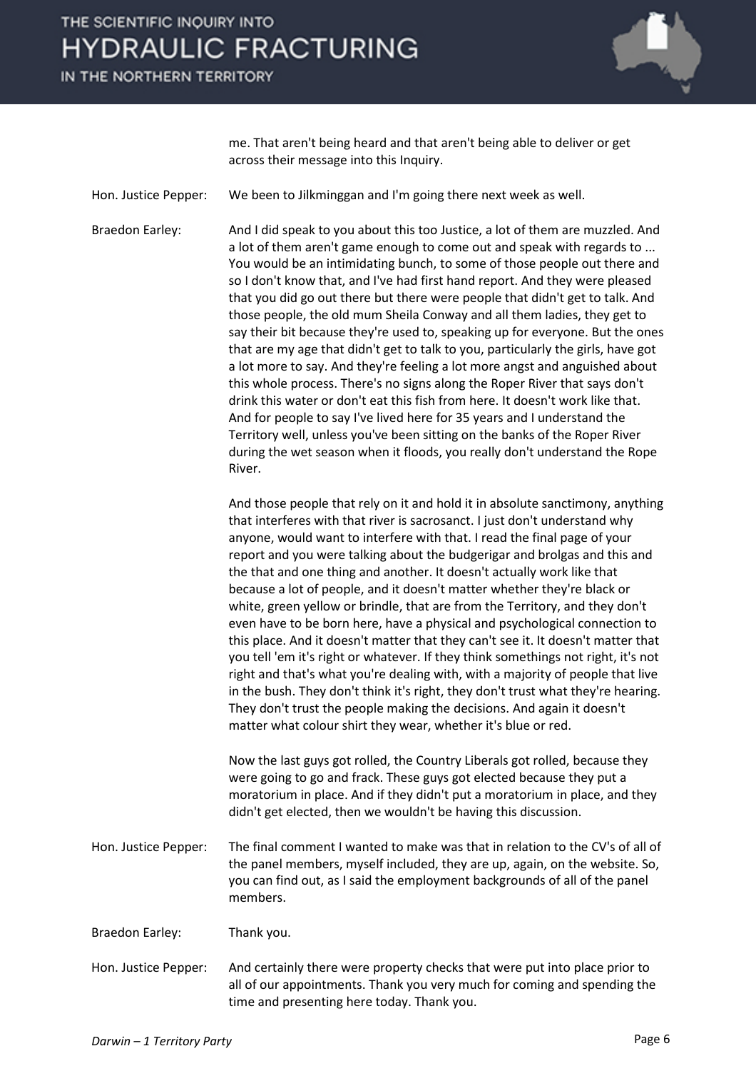me. That aren't being heard and that aren't being able to deliver or get across their message into this Inquiry.

Hon. Justice Pepper: We been to Jilkminggan and I'm going there next week as well.

Braedon Earley: And I did speak to you about this too Justice, a lot of them are muzzled. And a lot of them aren't game enough to come out and speak with regards to ... You would be an intimidating bunch, to some of those people out there and so I don't know that, and I've had first hand report. And they were pleased that you did go out there but there were people that didn't get to talk. And those people, the old mum Sheila Conway and all them ladies, they get to say their bit because they're used to, speaking up for everyone. But the ones that are my age that didn't get to talk to you, particularly the girls, have got a lot more to say. And they're feeling a lot more angst and anguished about this whole process. There's no signs along the Roper River that says don't drink this water or don't eat this fish from here. It doesn't work like that. And for people to say I've lived here for 35 years and I understand the Territory well, unless you've been sitting on the banks of the Roper River during the wet season when it floods, you really don't understand the Rope River.

And those people that rely on it and hold it in absolute sanctimony, anything that interferes with that river is sacrosanct. I just don't understand why anyone, would want to interfere with that. I read the final page of your report and you were talking about the budgerigar and brolgas and this and the that and one thing and another. It doesn't actually work like that because a lot of people, and it doesn't matter whether they're black or white, green yellow or brindle, that are from the Territory, and they don't even have to be born here, have a physical and psychological connection to this place. And it doesn't matter that they can't see it. It doesn't matter that you tell 'em it's right or whatever. If they think somethings not right, it's not right and that's what you're dealing with, with a majority of people that live in the bush. They don't think it's right, they don't trust what they're hearing. They don't trust the people making the decisions. And again it doesn't matter what colour shirt they wear, whether it's blue or red.

Now the last guys got rolled, the Country Liberals got rolled, because they were going to go and frack. These guys got elected because they put a moratorium in place. And if they didn't put a moratorium in place, and they didn't get elected, then we wouldn't be having this discussion.

Hon. Justice Pepper: The final comment I wanted to make was that in relation to the CV's of all of the panel members, myself included, they are up, again, on the website. So, you can find out, as I said the employment backgrounds of all of the panel members.

Braedon Earley: Thank you.

Hon. Justice Pepper: And certainly there were property checks that were put into place prior to all of our appointments. Thank you very much for coming and spending the time and presenting here today. Thank you.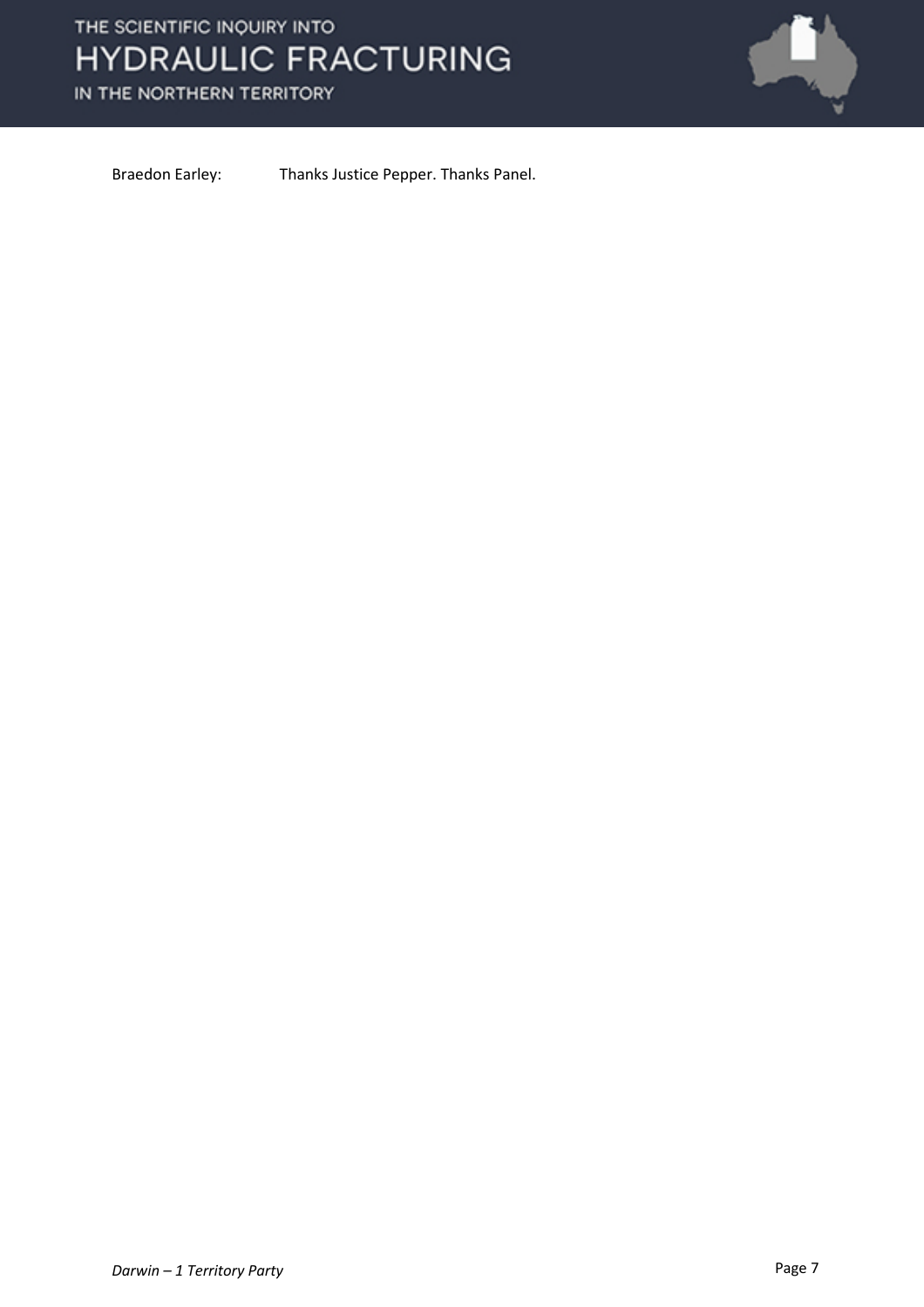Braedon Earley: Thanks Justice Pepper. Thanks Panel.